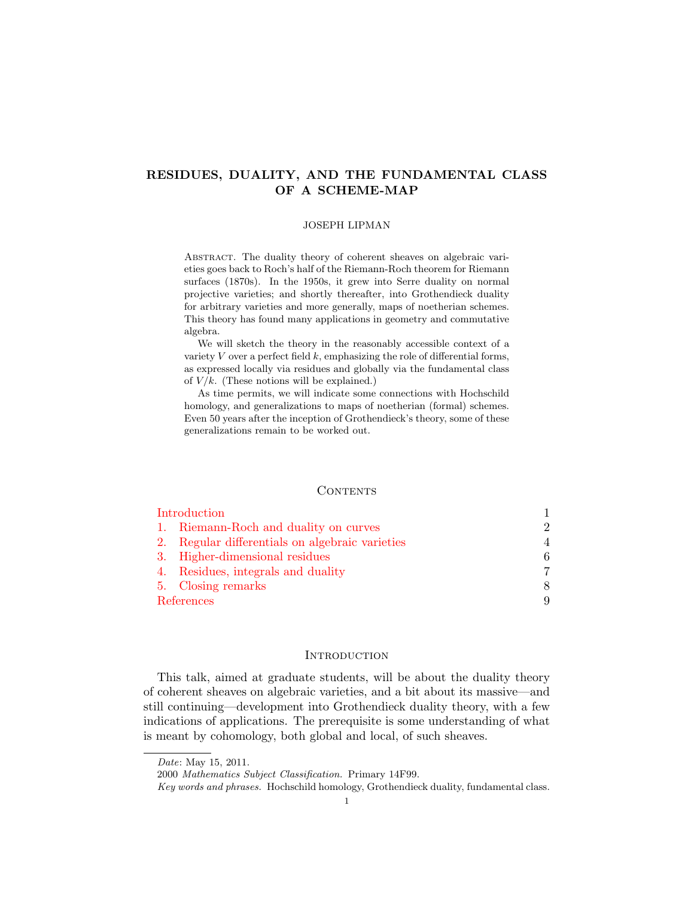# RESIDUES, DUALITY, AND THE FUNDAMENTAL CLASS OF A SCHEME-MAP

JOSEPH LIPMAN

Abstract. The duality theory of coherent sheaves on algebraic varieties goes back to Roch's half of the Riemann-Roch theorem for Riemann surfaces (1870s). In the 1950s, it grew into Serre duality on normal projective varieties; and shortly thereafter, into Grothendieck duality for arbitrary varieties and more generally, maps of noetherian schemes. This theory has found many applications in geometry and commutative algebra.

We will sketch the theory in the reasonably accessible context of a variety $V$ over a perfect field $k$, emphasizing the role of differential forms, as expressed locally via residues and globally via the fundamental class of $V/k$. (These notions will be explained.)

As time permits, we will indicate some connections with Hochschild homology, and generalizations to maps of noetherian (formal) schemes. Even 50 years after the inception of Grothendieck's theory, some of these generalizations remain to be worked out.

## Contents

| | |
|---|---|
| Introduction | 1 |
| 1. Riemann-Roch and duality on curves | 2 |
| 2. Regular differentials on algebraic varieties | 4 |
| 3. Higher-dimensional residues | 6 |
| 4. Residues, integrals and duality | 7 |
| 5. Closing remarks | 8 |
| References | 9 |

## Introduction

This talk, aimed at graduate students, will be about the duality theory of coherent sheaves on algebraic varieties, and a bit about its massive—and still continuing—development into Grothendieck duality theory, with a few indications of applications. The prerequisite is some understanding of what is meant by cohomology, both global and local, of such sheaves.

---

*Date*: May 15, 2011.

2000 *Mathematics Subject Classification.* Primary 14F99.

*Key words and phrases.* Hochschild homology, Grothendieck duality, fundamental class.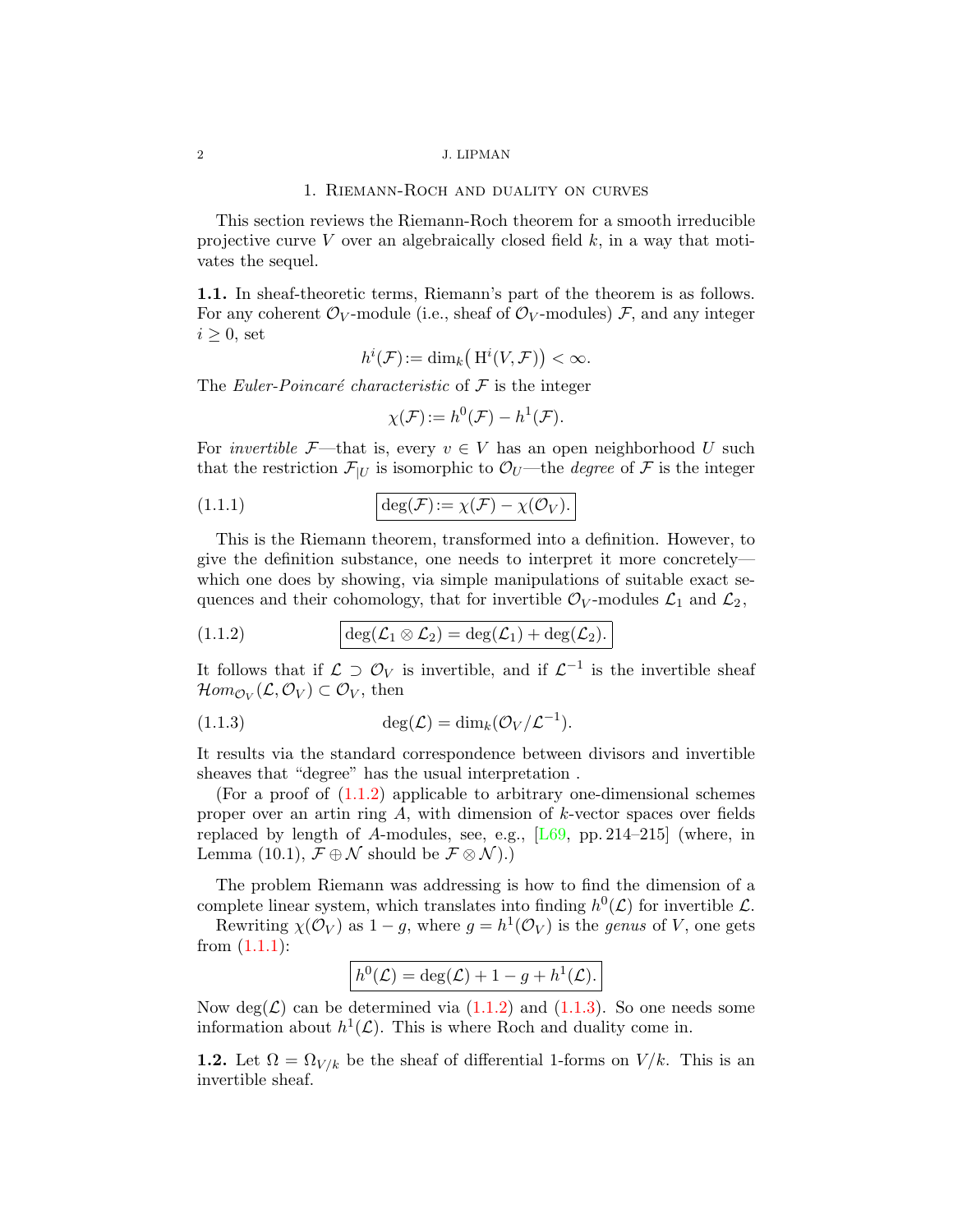## 1. Riemann-Roch and duality on curves

This section reviews the Riemann-Roch theorem for a smooth irreducible projective curve $V$ over an algebraically closed field $k$, in a way that motivates the sequel.

**1.1.** In sheaf-theoretic terms, Riemann's part of the theorem is as follows. For any coherent $\mathcal{O}_V$-module (i.e., sheaf of $\mathcal{O}_V$-modules) $\mathcal{F}$, and any integer $i \geq 0$, set

$$h^i(\mathcal{F}) := \dim_k\big(\mathrm{H}^i(V, \mathcal{F})\big) < \infty.$$

The *Euler-Poincaré characteristic* of $\mathcal{F}$ is the integer

$$\chi(\mathcal{F}) := h^0(\mathcal{F}) - h^1(\mathcal{F}).$$

For *invertible* $\mathcal{F}$—that is, every $v \in V$ has an open neighborhood $U$ such that the restriction $\mathcal{F}_{|U}$ is isomorphic to $\mathcal{O}_U$—the *degree* of $\mathcal{F}$ is the integer

$$\boxed{\deg(\mathcal{F}) := \chi(\mathcal{F}) - \chi(\mathcal{O}_V).} \tag{1.1.1}$$

This is the Riemann theorem, transformed into a definition. However, to give the definition substance, one needs to interpret it more concretely—which one does by showing, via simple manipulations of suitable exact sequences and their cohomology, that for invertible $\mathcal{O}_V$-modules $\mathcal{L}_1$ and $\mathcal{L}_2$,

$$\boxed{\deg(\mathcal{L}_1 \otimes \mathcal{L}_2) = \deg(\mathcal{L}_1) + \deg(\mathcal{L}_2).} \tag{1.1.2}$$

It follows that if $\mathcal{L} \supset \mathcal{O}_V$ is invertible, and if $\mathcal{L}^{-1}$ is the invertible sheaf $\mathcal{H}om_{\mathcal{O}_V}(\mathcal{L}, \mathcal{O}_V) \subset \mathcal{O}_V$, then

$$\deg(\mathcal{L}) = \dim_k(\mathcal{O}_V/\mathcal{L}^{-1}). \tag{1.1.3}$$

It results via the standard correspondence between divisors and invertible sheaves that "degree" has the usual interpretation .

(For a proof of (1.1.2) applicable to arbitrary one-dimensional schemes proper over an artin ring $A$, with dimension of $k$-vector spaces over fields replaced by length of $A$-modules, see, e.g., [L69, pp. 214–215] (where, in Lemma (10.1), $\mathcal{F} \oplus \mathcal{N}$ should be $\mathcal{F} \otimes \mathcal{N}$).)

The problem Riemann was addressing is how to find the dimension of a complete linear system, which translates into finding $h^0(\mathcal{L})$ for invertible $\mathcal{L}$.

Rewriting $\chi(\mathcal{O}_V)$ as $1 - g$, where $g = h^1(\mathcal{O}_V)$ is the *genus* of $V$, one gets from (1.1.1):

$$\boxed{h^0(\mathcal{L}) = \deg(\mathcal{L}) + 1 - g + h^1(\mathcal{L}).}$$

Now $\deg(\mathcal{L})$ can be determined via (1.1.2) and (1.1.3). So one needs some information about $h^1(\mathcal{L})$. This is where Roch and duality come in.

**1.2.** Let $\Omega = \Omega_{V/k}$ be the sheaf of differential 1-forms on $V/k$. This is an invertible sheaf.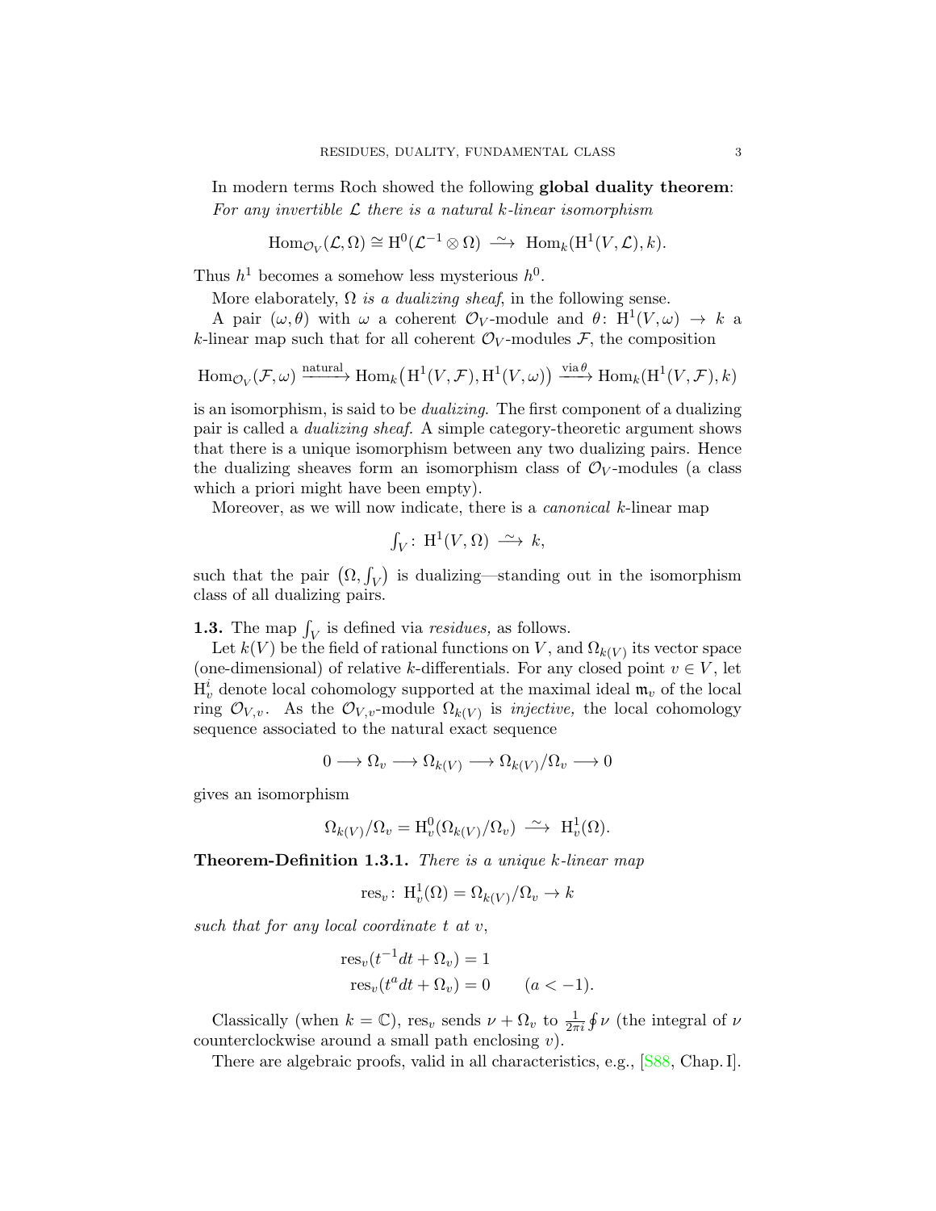In modern terms Roch showed the following **global duality theorem**: *For any invertible $\mathcal{L}$ there is a natural $k$-linear isomorphism*

$$\mathrm{Hom}_{\mathcal{O}_V}(\mathcal{L}, \Omega) \cong \mathrm{H}^0(\mathcal{L}^{-1} \otimes \Omega) \xrightarrow{\ \sim\ } \mathrm{Hom}_k(\mathrm{H}^1(V, \mathcal{L}), k).$$

Thus $h^1$ becomes a somehow less mysterious $h^0$.

More elaborately, $\Omega$ *is a dualizing sheaf*, in the following sense.

A pair $(\omega, \theta)$ with $\omega$ a coherent $\mathcal{O}_V$-module and $\theta\colon \mathrm{H}^1(V, \omega) \to k$ a $k$-linear map such that for all coherent $\mathcal{O}_V$-modules $\mathcal{F}$, the composition

$$\mathrm{Hom}_{\mathcal{O}_V}(\mathcal{F}, \omega) \xrightarrow{\text{natural}} \mathrm{Hom}_k\big(\mathrm{H}^1(V, \mathcal{F}), \mathrm{H}^1(V, \omega)\big) \xrightarrow{\text{via}\,\theta} \mathrm{Hom}_k(\mathrm{H}^1(V, \mathcal{F}), k)$$

is an isomorphism, is said to be *dualizing*. The first component of a dualizing pair is called a *dualizing sheaf*. A simple category-theoretic argument shows that there is a unique isomorphism between any two dualizing pairs. Hence the dualizing sheaves form an isomorphism class of $\mathcal{O}_V$-modules (a class which a priori might have been empty).

Moreover, as we will now indicate, there is a *canonical* $k$-linear map

$$\textstyle\int_V\colon\ \mathrm{H}^1(V, \Omega) \xrightarrow{\ \sim\ } k,$$

such that the pair $\big(\Omega, \int_V\big)$ is dualizing—standing out in the isomorphism class of all dualizing pairs.

**1.3.** The map $\int_V$ is defined via *residues,* as follows.

Let $k(V)$ be the field of rational functions on $V$, and $\Omega_{k(V)}$ its vector space (one-dimensional) of relative $k$-differentials. For any closed point $v \in V$, let $\mathrm{H}^i_v$ denote local cohomology supported at the maximal ideal $\mathfrak{m}_v$ of the local ring $\mathcal{O}_{V,v}$. As the $\mathcal{O}_{V,v}$-module $\Omega_{k(V)}$ is *injective,* the local cohomology sequence associated to the natural exact sequence

$$0 \longrightarrow \Omega_v \longrightarrow \Omega_{k(V)} \longrightarrow \Omega_{k(V)}/\Omega_v \longrightarrow 0$$

gives an isomorphism

$$\Omega_{k(V)}/\Omega_v = \mathrm{H}^0_v(\Omega_{k(V)}/\Omega_v) \xrightarrow{\ \sim\ } \mathrm{H}^1_v(\Omega).$$

**Theorem-Definition 1.3.1.** *There is a unique $k$-linear map*

$$\mathrm{res}_v\colon\ \mathrm{H}^1_v(\Omega) = \Omega_{k(V)}/\Omega_v \to k$$

*such that for any local coordinate $t$ at $v$,*

$$\begin{aligned} \mathrm{res}_v(t^{-1}dt + \Omega_v) &= 1 \\ \mathrm{res}_v(t^{a}dt + \Omega_v) &= 0 \qquad (a < -1). \end{aligned}$$

Classically (when $k = \mathbb{C}$), $\mathrm{res}_v$ sends $\nu + \Omega_v$ to $\frac{1}{2\pi i}\oint \nu$ (the integral of $\nu$ counterclockwise around a small path enclosing $v$).

There are algebraic proofs, valid in all characteristics, e.g., [S88, Chap. I].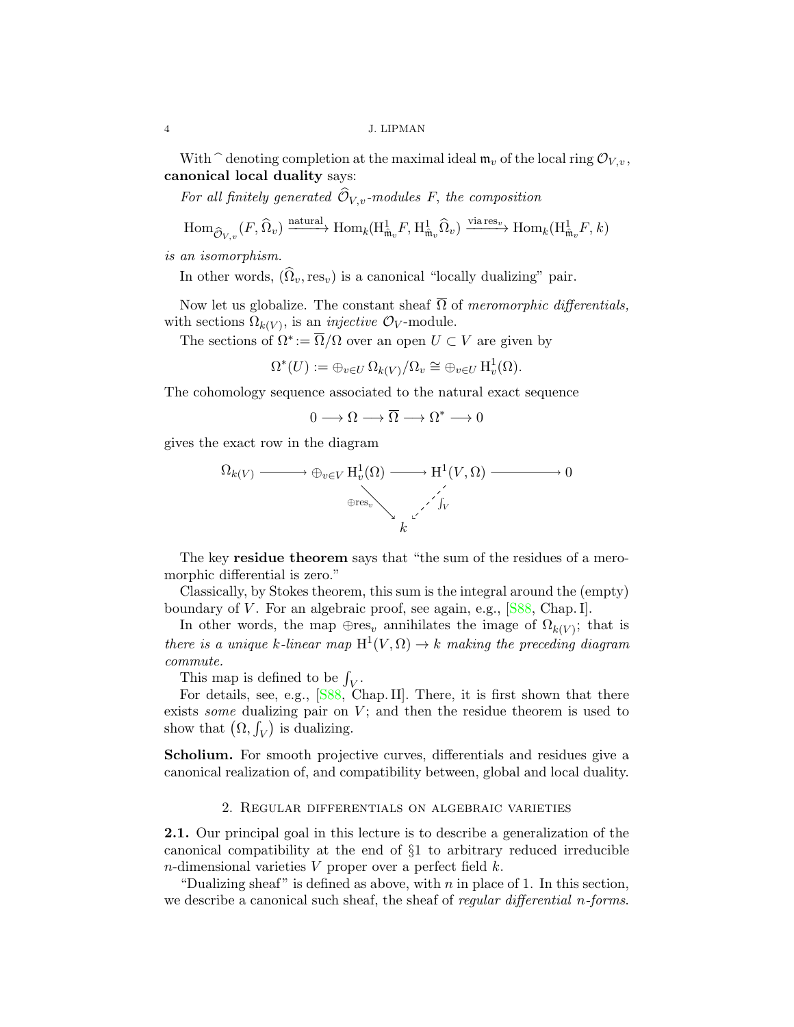With $\widehat{\ }$ denoting completion at the maximal ideal $\mathfrak{m}_v$ of the local ring $\mathcal{O}_{V,v}$, **canonical local duality** says:

*For all finitely generated $\widehat{\mathcal{O}}_{V,v}$-modules $F$, the composition*

$$\mathrm{Hom}_{\widehat{\mathcal{O}}_{V,v}}(F, \widehat{\Omega}_v) \xrightarrow{\text{natural}} \mathrm{Hom}_k(\mathrm{H}^1_{\hat{\mathfrak{m}}_v} F, \mathrm{H}^1_{\hat{\mathfrak{m}}_v} \widehat{\Omega}_v) \xrightarrow{\text{via res}_v} \mathrm{Hom}_k(\mathrm{H}^1_{\hat{\mathfrak{m}}_v} F, k)$$

*is an isomorphism.*

In other words, $(\widehat{\Omega}_v, \mathrm{res}_v)$ is a canonical "locally dualizing" pair.

Now let us globalize. The constant sheaf $\overline{\Omega}$ of *meromorphic differentials,* with sections $\Omega_{k(V)}$, is an *injective* $\mathcal{O}_V$-module.

The sections of $\Omega^* := \overline{\Omega}/\Omega$ over an open $U \subset V$ are given by

$$\Omega^*(U) := \oplus_{v\in U}\, \Omega_{k(V)}/\Omega_v \cong \oplus_{v\in U}\, \mathrm{H}^1_v(\Omega).$$

The cohomology sequence associated to the natural exact sequence

$$0 \longrightarrow \Omega \longrightarrow \overline{\Omega} \longrightarrow \Omega^* \longrightarrow 0$$

gives the exact row in the diagram

$$\begin{array}{ccccccc} \Omega_{k(V)} & \longrightarrow & \oplus_{v\in V}\, \mathrm{H}^1_v(\Omega) & \longrightarrow & \mathrm{H}^1(V,\Omega) & \longrightarrow & 0 \\ & & {\scriptstyle \oplus\mathrm{res}_v}\searrow & & \swarrow {\scriptstyle \int_V} & & \\ & & & k & & & \end{array}$$

The key **residue theorem** says that "the sum of the residues of a meromorphic differential is zero."

Classically, by Stokes theorem, this sum is the integral around the (empty) boundary of $V$. For an algebraic proof, see again, e.g., [S88, Chap. I].

In other words, the map $\oplus\mathrm{res}_v$ annihilates the image of $\Omega_{k(V)}$; that is *there is a unique $k$-linear map $\mathrm{H}^1(V,\Omega) \to k$ making the preceding diagram commute.*

This map is defined to be $\int_V$.

For details, see, e.g., [S88, Chap. II]. There, it is first shown that there exists *some* dualizing pair on $V$; and then the residue theorem is used to show that $\left(\Omega, \int_V\right)$ is dualizing.

**Scholium.** For smooth projective curves, differentials and residues give a canonical realization of, and compatibility between, global and local duality.

## 2. Regular differentials on algebraic varieties

**2.1.** Our principal goal in this lecture is to describe a generalization of the canonical compatibility at the end of §1 to arbitrary reduced irreducible $n$-dimensional varieties $V$ proper over a perfect field $k$.

"Dualizing sheaf" is defined as above, with $n$ in place of 1. In this section, we describe a canonical such sheaf, the sheaf of *regular differential $n$-forms.*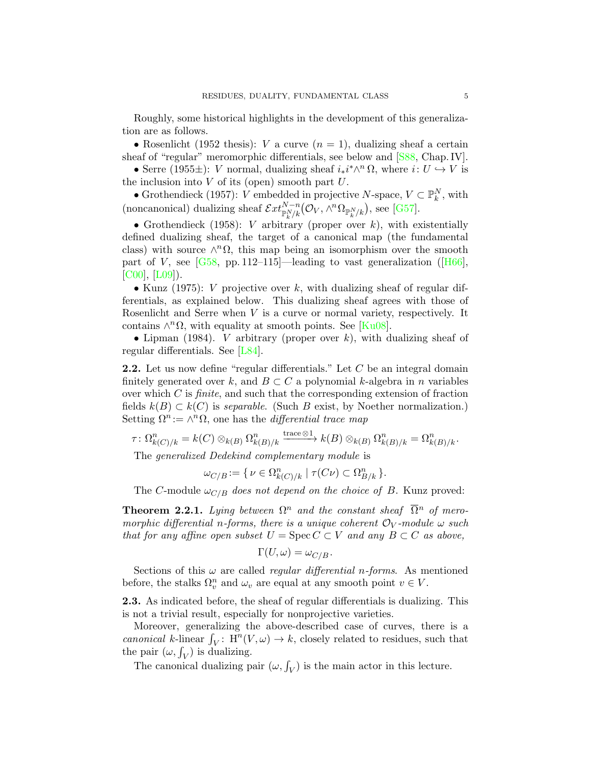Roughly, some historical highlights in the development of this generalization are as follows.

• Rosenlicht (1952 thesis): $V$ a curve ($n = 1$), dualizing sheaf a certain sheaf of "regular" meromorphic differentials, see below and [S88, Chap. IV].

• Serre (1955±): $V$ normal, dualizing sheaf $i_*i^*\wedge^n\Omega$, where $i\colon U \hookrightarrow V$ is the inclusion into $V$ of its (open) smooth part $U$.

• Grothendieck (1957): $V$ embedded in projective $N$-space, $V \subset \mathbb{P}^N_k$, with (noncanonical) dualizing sheaf $\mathcal{E}xt^{N-n}_{\mathbb{P}^N_k/k}(\mathcal{O}_V, \wedge^n\Omega_{\mathbb{P}^N_k/k})$, see [G57].

• Grothendieck (1958): $V$ arbitrary (proper over $k$), with existentially defined dualizing sheaf, the target of a canonical map (the fundamental class) with source $\wedge^n\Omega$, this map being an isomorphism over the smooth part of $V$, see [G58, pp. 112–115]—leading to vast generalization ([H66], [C00], [L09]).

• Kunz (1975): $V$ projective over $k$, with dualizing sheaf of regular differentials, as explained below. This dualizing sheaf agrees with those of Rosenlicht and Serre when $V$ is a curve or normal variety, respectively. It contains $\wedge^n\Omega$, with equality at smooth points. See [Ku08].

• Lipman (1984). $V$ arbitrary (proper over $k$), with dualizing sheaf of regular differentials. See [L84].

**2.2.** Let us now define "regular differentials." Let $C$ be an integral domain finitely generated over $k$, and $B \subset C$ a polynomial $k$-algebra in $n$ variables over which $C$ is *finite*, and such that the corresponding extension of fraction fields $k(B) \subset k(C)$ is *separable*. (Such $B$ exist, by Noether normalization.) Setting $\Omega^n := \wedge^n\Omega$, one has the *differential trace map*

$$\tau\colon \Omega^n_{k(C)/k} = k(C) \otimes_{k(B)} \Omega^n_{k(B)/k} \xrightarrow{\text{trace}\otimes 1} k(B) \otimes_{k(B)} \Omega^n_{k(B)/k} = \Omega^n_{k(B)/k}.$$

The *generalized Dedekind complementary module* is

$$\omega_{C/B} := \{\, \nu \in \Omega^n_{k(C)/k} \mid \tau(C\nu) \subset \Omega^n_{B/k} \,\}.$$

The $C$-module $\omega_{C/B}$ *does not depend on the choice of* $B$. Kunz proved:

**Theorem 2.2.1.** *Lying between $\Omega^n$ and the constant sheaf $\overline{\Omega}^n$ of meromorphic differential $n$-forms, there is a unique coherent $\mathcal{O}_V$-module $\omega$ such that for any affine open subset $U = \operatorname{Spec} C \subset V$ and any $B \subset C$ as above,*

$$\Gamma(U, \omega) = \omega_{C/B}.$$

Sections of this $\omega$ are called *regular differential $n$-forms*. As mentioned before, the stalks $\Omega^n_v$ and $\omega_v$ are equal at any smooth point $v \in V$.

**2.3.** As indicated before, the sheaf of regular differentials is dualizing. This is not a trivial result, especially for nonprojective varieties.

Moreover, generalizing the above-described case of curves, there is a *canonical* $k$-linear $\int_V\colon \mathrm{H}^n(V, \omega) \to k$, closely related to residues, such that the pair $(\omega, \int_V)$ is dualizing.

The canonical dualizing pair $(\omega, \int_V)$ is the main actor in this lecture.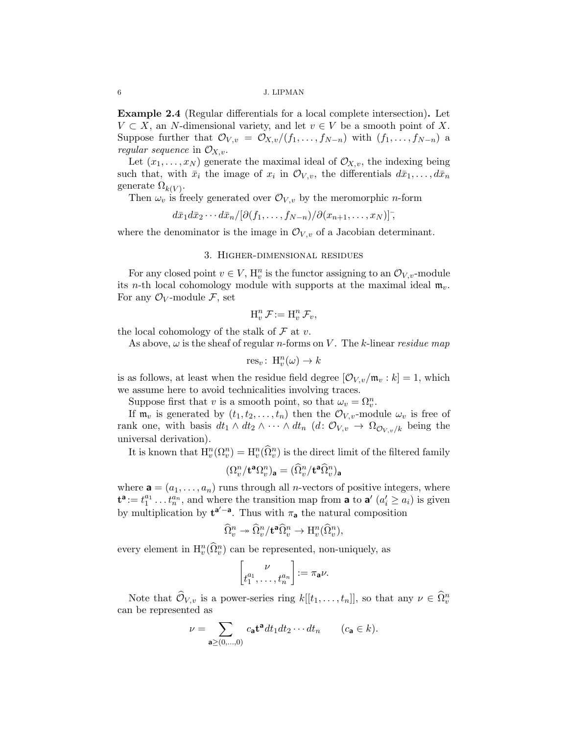**Example 2.4** (Regular differentials for a local complete intersection)**.** Let $V \subset X$, an $N$-dimensional variety, and let $v \in V$ be a smooth point of $X$. Suppose further that $\mathcal{O}_{V,v} = \mathcal{O}_{X,v}/(f_1, \dots, f_{N-n})$ with $(f_1, \dots, f_{N-n})$ a *regular sequence* in $\mathcal{O}_{X,v}$.

Let $(x_1, \dots, x_N)$ generate the maximal ideal of $\mathcal{O}_{X,v}$, the indexing being such that, with $\bar{x}_i$ the image of $x_i$ in $\mathcal{O}_{V,v}$, the differentials $d\bar{x}_1, \dots, d\bar{x}_n$ generate $\Omega_{k(V)}$.

Then $\omega_v$ is freely generated over $\mathcal{O}_{V,v}$ by the meromorphic $n$-form

$$d\bar{x}_1 d\bar{x}_2 \cdots d\bar{x}_n / [\partial(f_1, \dots, f_{N-n})/\partial(x_{n+1}, \dots, x_N)]^{-},$$

where the denominator is the image in $\mathcal{O}_{V,v}$ of a Jacobian determinant.

## 3. Higher-dimensional residues

For any closed point $v \in V$, $\mathrm{H}^n_v$ is the functor assigning to an $\mathcal{O}_{V,v}$-module its $n$-th local cohomology module with supports at the maximal ideal $\mathfrak{m}_v$. For any $\mathcal{O}_V$-module $\mathcal{F}$, set

$$\mathrm{H}^n_v \,\mathcal{F} := \mathrm{H}^n_v \,\mathcal{F}_v,$$

the local cohomology of the stalk of $\mathcal{F}$ at $v$.

As above, $\omega$ is the sheaf of regular $n$-forms on $V$. The $k$-linear *residue map*

$$\mathrm{res}_v \colon \mathrm{H}^n_v(\omega) \to k$$

is as follows, at least when the residue field degree $[\mathcal{O}_{V,v}/\mathfrak{m}_v : k] = 1$, which we assume here to avoid technicalities involving traces.

Suppose first that $v$ is a smooth point, so that $\omega_v = \Omega^n_v$.

If $\mathfrak{m}_v$ is generated by $(t_1, t_2, \dots, t_n)$ then the $\mathcal{O}_{V,v}$-module $\omega_v$ is free of rank one, with basis $dt_1 \wedge dt_2 \wedge \cdots \wedge dt_n$ ($d \colon \mathcal{O}_{V,v} \to \Omega_{\mathcal{O}_{V,v}/k}$ being the universal derivation).

It is known that $\mathrm{H}^n_v(\Omega^n_v) = \mathrm{H}^n_v(\widehat{\Omega}^n_v)$ is the direct limit of the filtered family

$$(\Omega^n_v/\mathbf{t}^{\mathbf{a}}\Omega^n_v)_{\mathbf{a}} = (\widehat{\Omega}^n_v/\mathbf{t}^{\mathbf{a}}\widehat{\Omega}^n_v)_{\mathbf{a}}$$

where $\mathbf{a} = (a_1, \dots, a_n)$ runs through all $n$-vectors of positive integers, where $\mathbf{t}^{\mathbf{a}} := t_1^{a_1} \dots t_n^{a_n}$, and where the transition map from $\mathbf{a}$ to $\mathbf{a}'$ ($a'_i \geq a_i$) is given by multiplication by $\mathbf{t}^{\mathbf{a}'-\mathbf{a}}$. Thus with $\pi_{\mathbf{a}}$ the natural composition

$$\widehat{\Omega}^n_v \twoheadrightarrow \widehat{\Omega}^n_v/\mathbf{t}^{\mathbf{a}}\widehat{\Omega}^n_v \to \mathrm{H}^n_v(\widehat{\Omega}^n_v),$$

every element in $\mathrm{H}^n_v(\widehat{\Omega}^n_v)$ can be represented, non-uniquely, as

$$\begin{bmatrix} \nu \\ t_1^{a_1}, \dots, t_n^{a_n} \end{bmatrix} := \pi_{\mathbf{a}}\nu.$$

Note that $\widehat{\mathcal{O}}_{V,v}$ is a power-series ring $k[[t_1, \dots, t_n]]$, so that any $\nu \in \widehat{\Omega}^n_v$ can be represented as

$$\nu = \sum_{\mathbf{a} \geq (0,\dots,0)} c_{\mathbf{a}} \mathbf{t}^{\mathbf{a}} dt_1 dt_2 \cdots dt_n \qquad (c_{\mathbf{a}} \in k).$$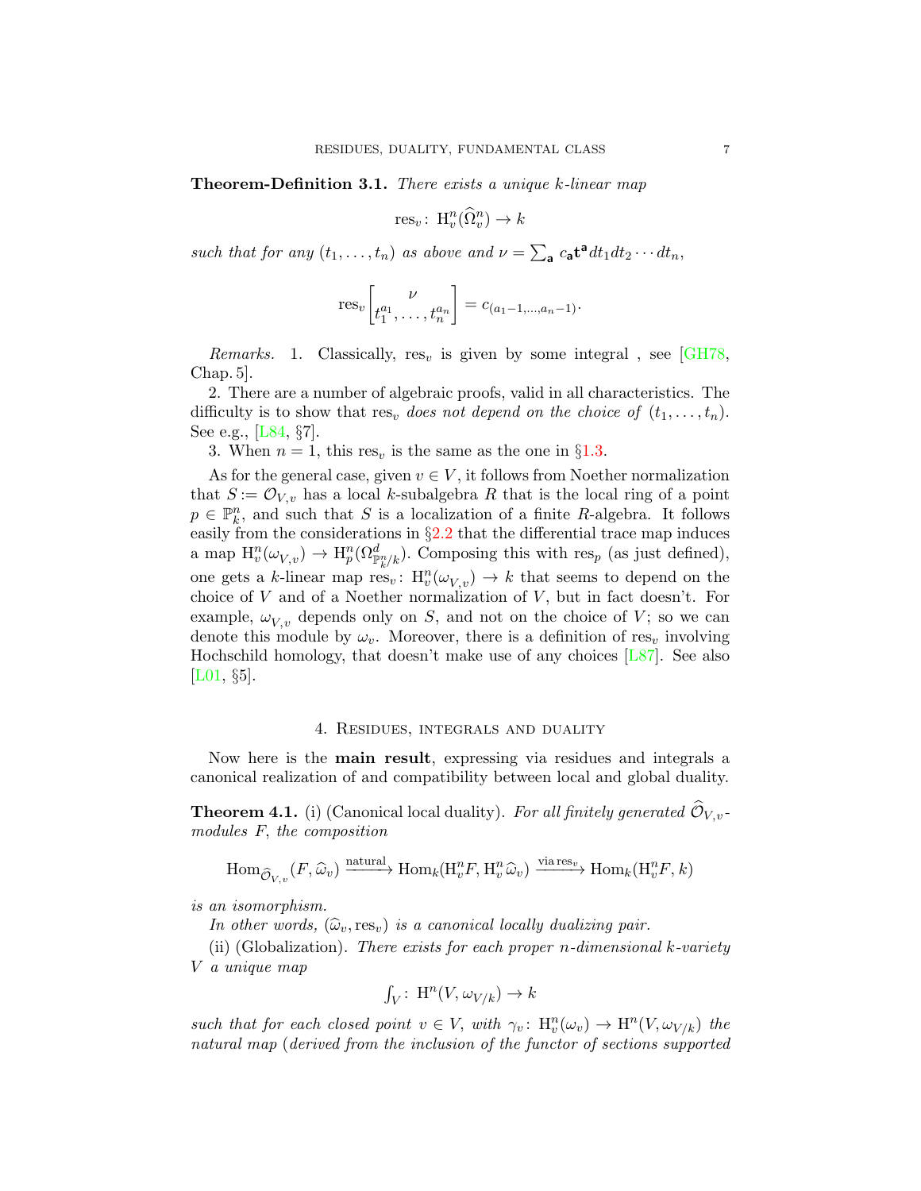**Theorem-Definition 3.1.** *There exists a unique $k$-linear map*

$$\mathrm{res}_v \colon \mathrm{H}^n_v(\widehat{\Omega}^n_v) \to k$$

*such that for any $(t_1, \ldots, t_n)$ as above and $\nu = \sum_{\mathbf{a}} c_{\mathbf{a}} \mathbf{t}^{\mathbf{a}} dt_1 dt_2 \cdots dt_n$,*

$$\mathrm{res}_v \begin{bmatrix} \nu \\ t_1^{a_1}, \ldots, t_n^{a_n} \end{bmatrix} = c_{(a_1-1, \ldots, a_n-1)}.$$

*Remarks.* 1. Classically, $\mathrm{res}_v$ is given by some integral , see [GH78, Chap. 5].

2. There are a number of algebraic proofs, valid in all characteristics. The difficulty is to show that $\mathrm{res}_v$ *does not depend on the choice of* $(t_1, \ldots, t_n)$. See e.g., [L84, §7].

3. When $n = 1$, this $\mathrm{res}_v$ is the same as the one in §1.3.

As for the general case, given $v \in V$, it follows from Noether normalization that $S := \mathcal{O}_{V,v}$ has a local $k$-subalgebra $R$ that is the local ring of a point $p \in \mathbb{P}^n_k$, and such that $S$ is a localization of a finite $R$-algebra. It follows easily from the considerations in §2.2 that the differential trace map induces a map $\mathrm{H}^n_v(\omega_{V,v}) \to \mathrm{H}^n_p(\Omega^d_{\mathbb{P}^n_k/k})$. Composing this with $\mathrm{res}_p$ (as just defined), one gets a $k$-linear map $\mathrm{res}_v \colon \mathrm{H}^n_v(\omega_{V,v}) \to k$ that seems to depend on the choice of $V$ and of a Noether normalization of $V$, but in fact doesn't. For example, $\omega_{V,v}$ depends only on $S$, and not on the choice of $V$; so we can denote this module by $\omega_v$. Moreover, there is a definition of $\mathrm{res}_v$ involving Hochschild homology, that doesn't make use of any choices [L87]. See also [L01, §5].

## 4. Residues, integrals and duality

Now here is the **main result**, expressing via residues and integrals a canonical realization of and compatibility between local and global duality.

**Theorem 4.1.** (i) (Canonical local duality). *For all finitely generated $\widehat{\mathcal{O}}_{V,v}$-modules $F$, the composition*

$$\mathrm{Hom}_{\widehat{\mathcal{O}}_{V,v}}(F, \widehat{\omega}_v) \xrightarrow{\text{natural}} \mathrm{Hom}_k(\mathrm{H}^n_v F, \mathrm{H}^n_v \widehat{\omega}_v) \xrightarrow{\text{via}\, \mathrm{res}_v} \mathrm{Hom}_k(\mathrm{H}^n_v F, k)$$

*is an isomorphism.*

*In other words, $(\widehat{\omega}_v, \mathrm{res}_v)$ is a canonical locally dualizing pair.*

(ii) (Globalization). *There exists for each proper $n$-dimensional $k$-variety $V$ a unique map*

$$\textstyle\int_V \colon \mathrm{H}^n(V, \omega_{V/k}) \to k$$

*such that for each closed point $v \in V$, with $\gamma_v \colon \mathrm{H}^n_v(\omega_v) \to \mathrm{H}^n(V, \omega_{V/k})$ the natural map (derived from the inclusion of the functor of sections supported*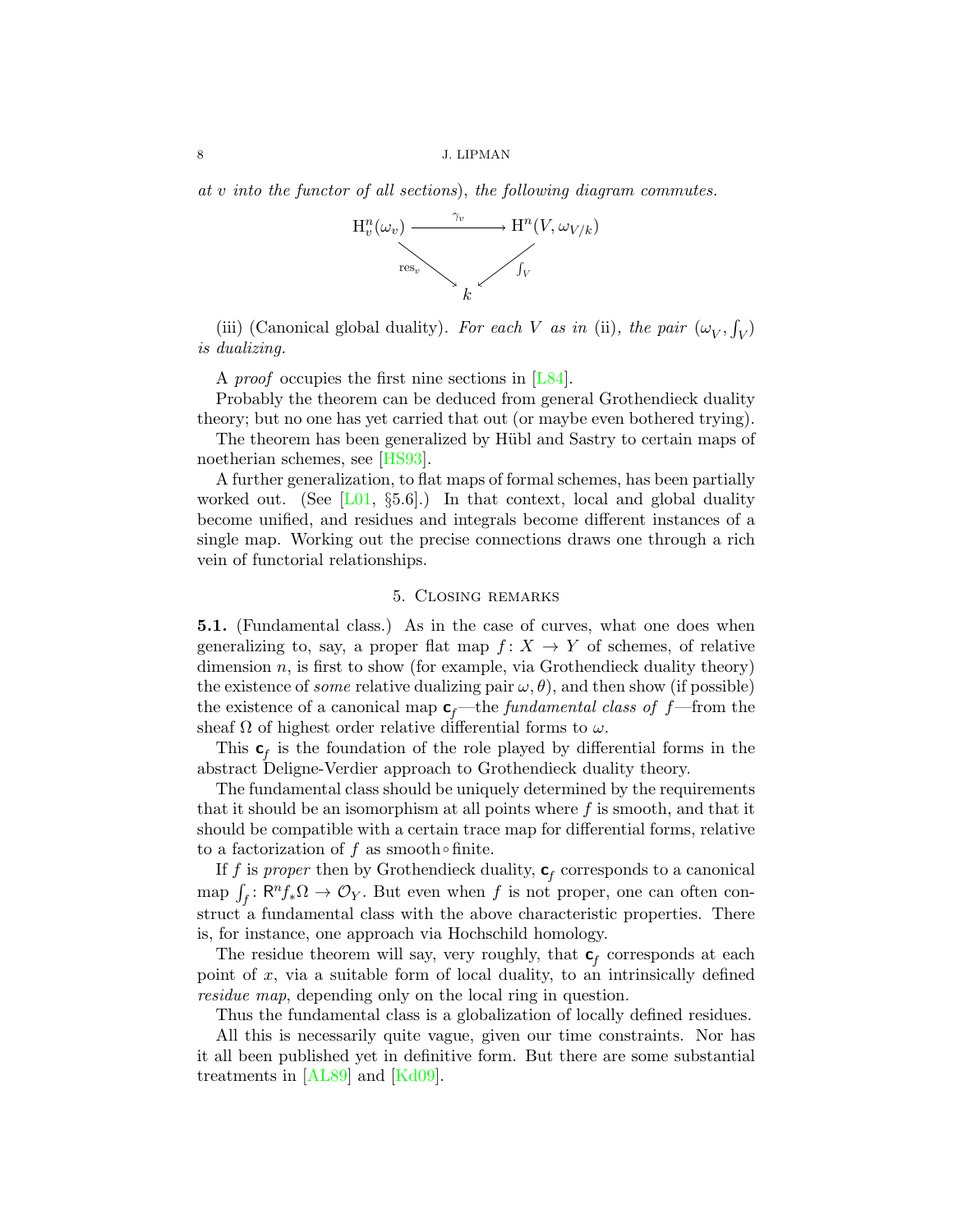*at $v$ into the functor of all sections*), *the following diagram commutes.*

$$\begin{array}{ccc} \mathrm{H}^n_v(\omega_v) & \xrightarrow{\gamma_v} & \mathrm{H}^n(V, \omega_{V/k}) \\ & \searrow^{\mathrm{res}_v} \quad \swarrow_{\int_V} & \\ & k & \end{array}$$

(iii) (Canonical global duality). *For each $V$ as in* (ii), *the pair $(\omega_V, \int_V)$ is dualizing.*

A *proof* occupies the first nine sections in [L84].

Probably the theorem can be deduced from general Grothendieck duality theory; but no one has yet carried that out (or maybe even bothered trying).

The theorem has been generalized by Hübl and Sastry to certain maps of noetherian schemes, see [HS93].

A further generalization, to flat maps of formal schemes, has been partially worked out. (See [L01, §5.6].) In that context, local and global duality become unified, and residues and integrals become different instances of a single map. Working out the precise connections draws one through a rich vein of functorial relationships.

## 5. Closing remarks

**5.1.** (Fundamental class.) As in the case of curves, what one does when generalizing to, say, a proper flat map $f : X \to Y$ of schemes, of relative dimension $n$, is first to show (for example, via Grothendieck duality theory) the existence of *some* relative dualizing pair $\omega, \theta$), and then show (if possible) the existence of a canonical map $\mathbf{c}_f$—the *fundamental class of* $f$—from the sheaf $\Omega$ of highest order relative differential forms to $\omega$.

This $\mathbf{c}_f$ is the foundation of the role played by differential forms in the abstract Deligne-Verdier approach to Grothendieck duality theory.

The fundamental class should be uniquely determined by the requirements that it should be an isomorphism at all points where $f$ is smooth, and that it should be compatible with a certain trace map for differential forms, relative to a factorization of $f$ as smooth$\circ$finite.

If $f$ is *proper* then by Grothendieck duality, $\mathbf{c}_f$ corresponds to a canonical map $\int_f : \mathsf{R}^n f_*\Omega \to \mathcal{O}_Y$. But even when $f$ is not proper, one can often construct a fundamental class with the above characteristic properties. There is, for instance, one approach via Hochschild homology.

The residue theorem will say, very roughly, that $\mathbf{c}_f$ corresponds at each point of $x$, via a suitable form of local duality, to an intrinsically defined *residue map*, depending only on the local ring in question.

Thus the fundamental class is a globalization of locally defined residues.

All this is necessarily quite vague, given our time constraints. Nor has it all been published yet in definitive form. But there are some substantial treatments in [AL89] and [Kd09].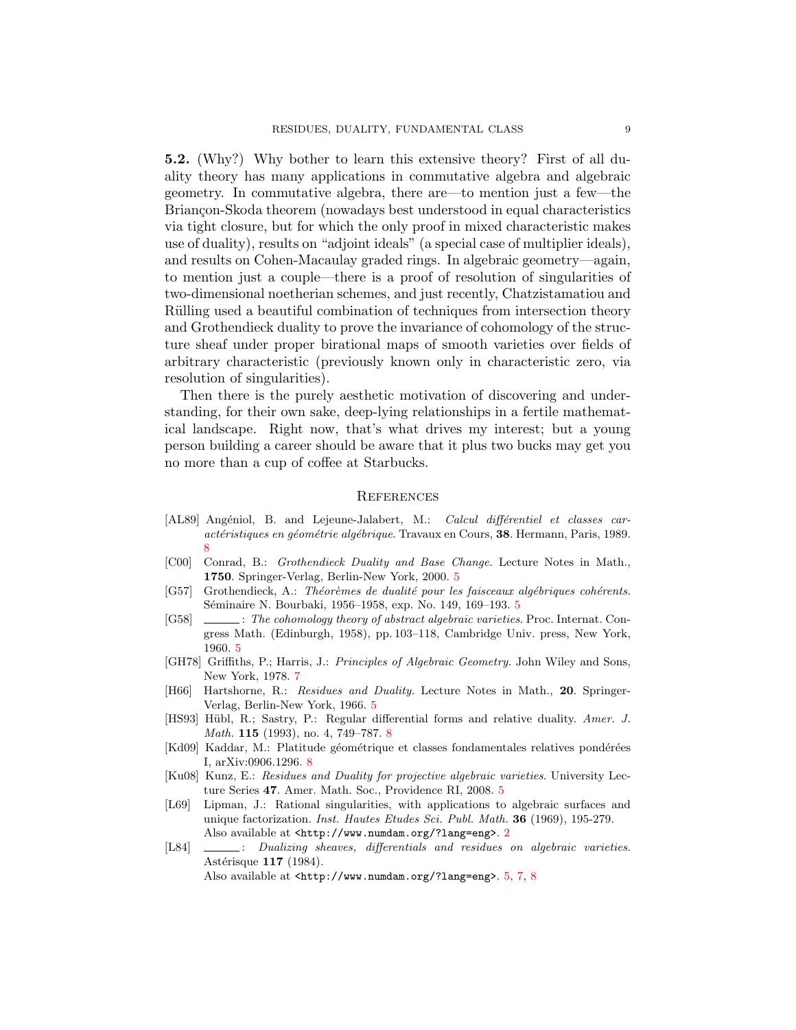**5.2.** (Why?) Why bother to learn this extensive theory? First of all duality theory has many applications in commutative algebra and algebraic geometry. In commutative algebra, there are—to mention just a few—the Briançon-Skoda theorem (nowadays best understood in equal characteristics via tight closure, but for which the only proof in mixed characteristic makes use of duality), results on "adjoint ideals" (a special case of multiplier ideals), and results on Cohen-Macaulay graded rings. In algebraic geometry—again, to mention just a couple—there is a proof of resolution of singularities of two-dimensional noetherian schemes, and just recently, Chatzistamatiou and Rülling used a beautiful combination of techniques from intersection theory and Grothendieck duality to prove the invariance of cohomology of the structure sheaf under proper birational maps of smooth varieties over fields of arbitrary characteristic (previously known only in characteristic zero, via resolution of singularities).

Then there is the purely aesthetic motivation of discovering and understanding, for their own sake, deep-lying relationships in a fertile mathematical landscape. Right now, that's what drives my interest; but a young person building a career should be aware that it plus two bucks may get you no more than a cup of coffee at Starbucks.

## References

- [AL89] Angéniol, B. and Lejeune-Jalabert, M.: *Calcul différentiel et classes caractéristiques en géométrie algébrique*. Travaux en Cours, **38**. Hermann, Paris, 1989. 8
- [C00] Conrad, B.: *Grothendieck Duality and Base Change.* Lecture Notes in Math., **1750**. Springer-Verlag, Berlin-New York, 2000. 5
- [G57] Grothendieck, A.: *Théorèmes de dualité pour les faisceaux algébriques cohérents*. Séminaire N. Bourbaki, 1956–1958, exp. No. 149, 169–193. 5
- [G58] ______: *The cohomology theory of abstract algebraic varieties*. Proc. Internat. Congress Math. (Edinburgh, 1958), pp. 103–118, Cambridge Univ. press, New York, 1960. 5
- [GH78] Griffiths, P.; Harris, J.: *Principles of Algebraic Geometry.* John Wiley and Sons, New York, 1978. 7
- [H66] Hartshorne, R.: *Residues and Duality*. Lecture Notes in Math., **20**. Springer-Verlag, Berlin-New York, 1966. 5
- [HS93] Hübl, R.; Sastry, P.: Regular differential forms and relative duality. *Amer. J. Math.* **115** (1993), no. 4, 749–787. 8
- [Kd09] Kaddar, M.: Platitude géométrique et classes fondamentales relatives pondérées I, arXiv:0906.1296. 8
- [Ku08] Kunz, E.: *Residues and Duality for projective algebraic varieties.* University Lecture Series **47**. Amer. Math. Soc., Providence RI, 2008. 5
- [L69] Lipman, J.: Rational singularities, with applications to algebraic surfaces and unique factorization. *Inst. Hautes Etudes Sci. Publ. Math.* **36** (1969), 195-279. Also available at <http://www.numdam.org/?lang=eng>. 2
- [L84] ______: *Dualizing sheaves, differentials and residues on algebraic varieties*. Astérisque **117** (1984). Also available at <http://www.numdam.org/?lang=eng>. 5, 7, 8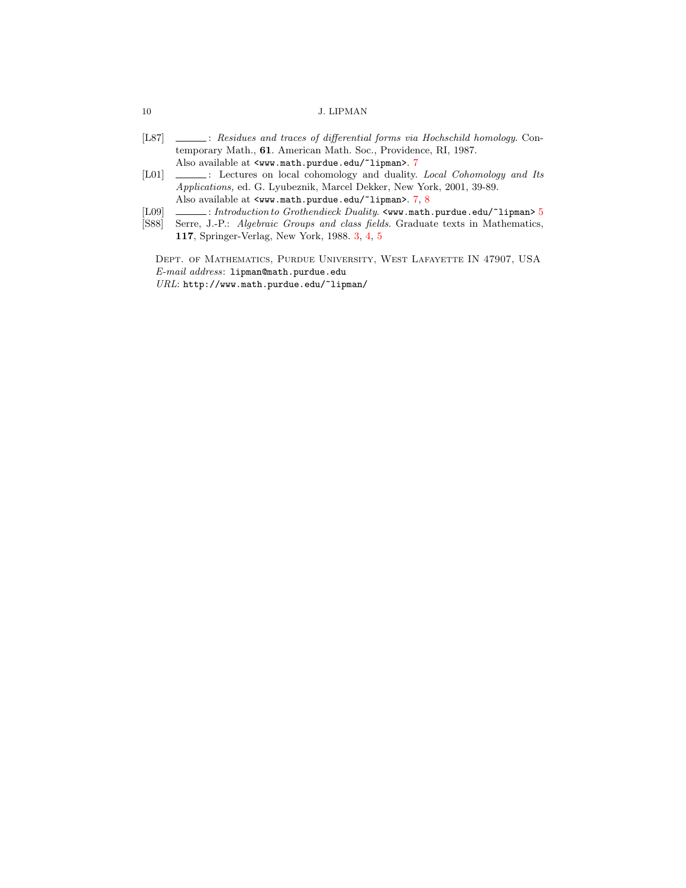[L87] ______: *Residues and traces of differential forms via Hochschild homology.* Contemporary Math., **61**. American Math. Soc., Providence, RI, 1987. Also available at `<www.math.purdue.edu/~lipman>`. 7

[L01] ______: Lectures on local cohomology and duality. *Local Cohomology and Its Applications,* ed. G. Lyubeznik, Marcel Dekker, New York, 2001, 39-89. Also available at `<www.math.purdue.edu/~lipman>`. 7, 8

[L09] ______: *Introduction to Grothendieck Duality.* `<www.math.purdue.edu/~lipman>` 5

[S88] Serre, J.-P.: *Algebraic Groups and class fields.* Graduate texts in Mathematics, **117**, Springer-Verlag, New York, 1988. 3, 4, 5

Dept. of Mathematics, Purdue University, West Lafayette IN 47907, USA
*E-mail address*: `lipman@math.purdue.edu`
*URL*: `http://www.math.purdue.edu/~lipman/`